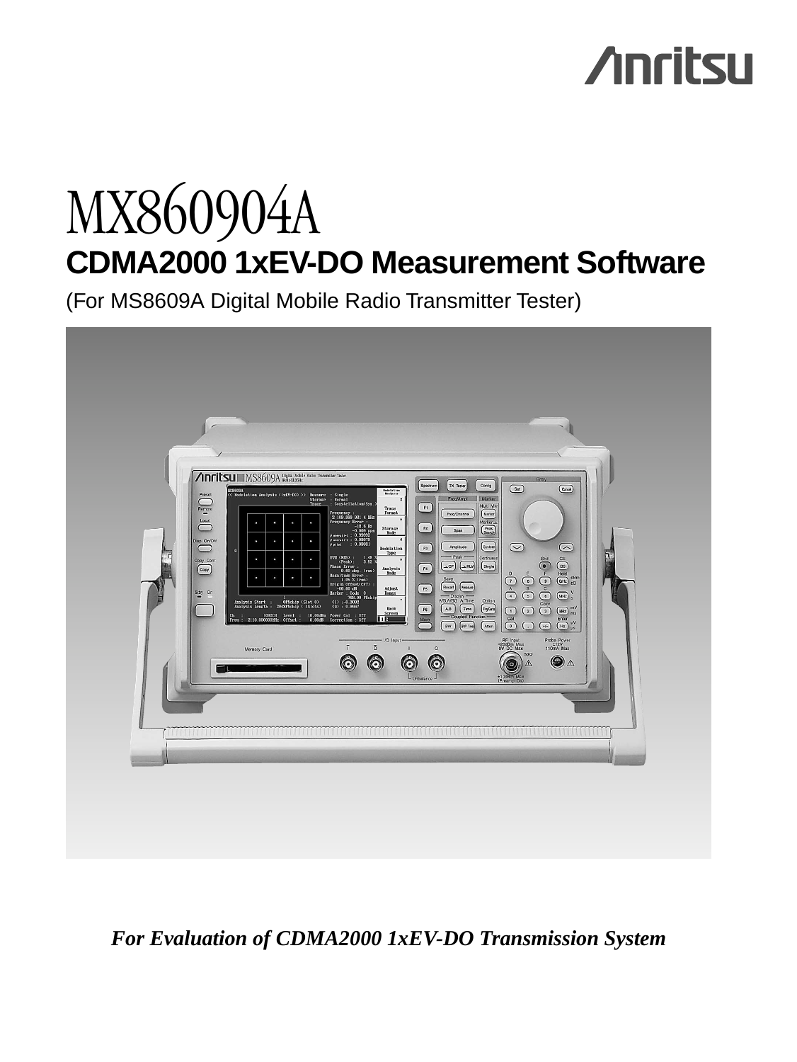Anritsu

# MX860904A

## CDMA2000 1xEV-DO Measurement Software

(For MS8609A Digital Mobile Radio Transmitter Tester)

***For Evaluation of CDMA2000 1xEV-DO Transmission System***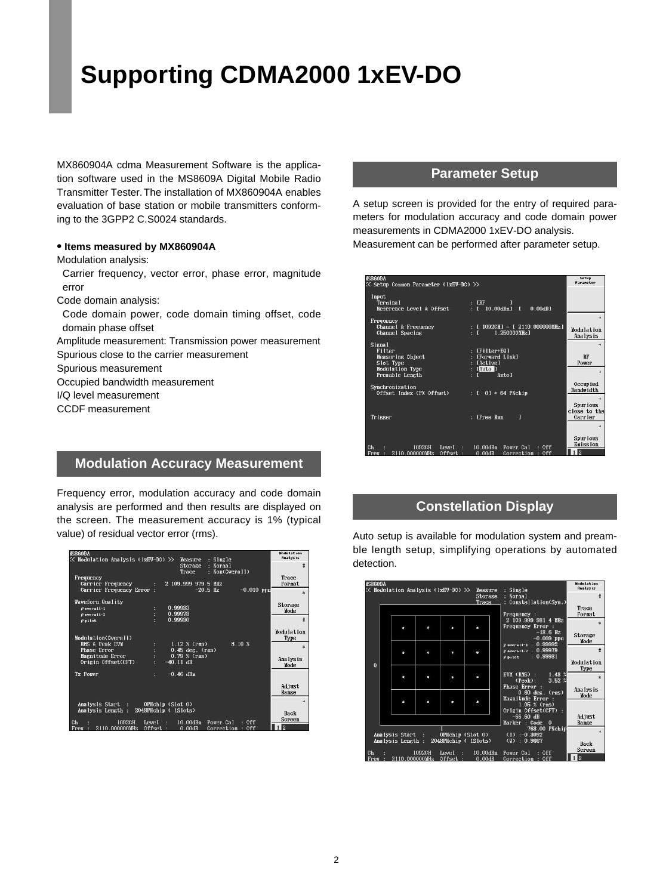# Supporting CDMA2000 1xEV-DO

MX860904A cdma Measurement Software is the application software used in the MS8609A Digital Mobile Radio Transmitter Tester. The installation of MX860904A enables evaluation of base station or mobile transmitters conforming to the 3GPP2 C.S0024 standards.

**• Items measured by MX860904A**

Modulation analysis:

Carrier frequency, vector error, phase error, magnitude error

Code domain analysis:

Code domain power, code domain timing offset, code domain phase offset

Amplitude measurement: Transmission power measurement

Spurious close to the carrier measurement

Spurious measurement

Occupied bandwidth measurement

I/Q level measurement

CCDF measurement

## Modulation Accuracy Measurement

Frequency error, modulation accuracy and code domain analysis are performed and then results are displayed on the screen. The measurement accuracy is 1% (typical value) of residual vector error (rms).

## Parameter Setup

A setup screen is provided for the entry of required parameters for modulation accuracy and code domain power measurements in CDMA2000 1xEV-DO analysis.

Measurement can be performed after parameter setup.

## Constellation Display

Auto setup is available for modulation system and preamble length setup, simplifying operations by automated detection.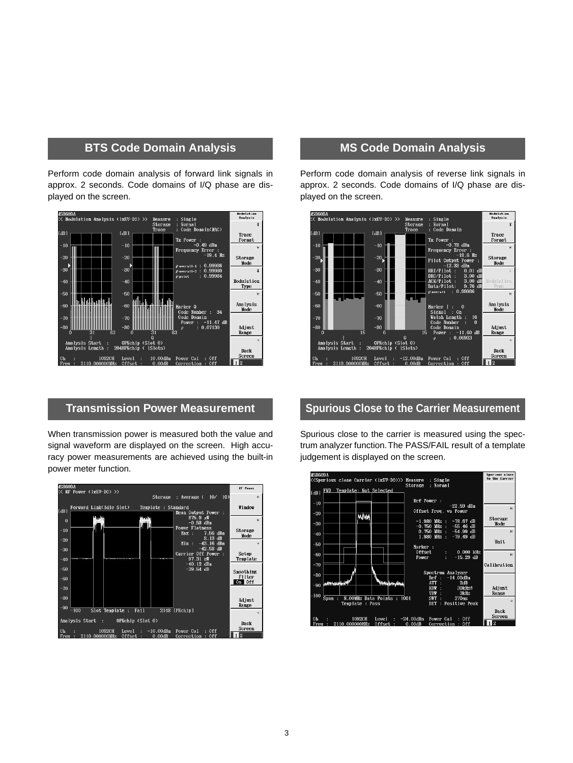## BTS Code Domain Analysis

Perform code domain analysis of forward link signals in approx. 2 seconds. Code domains of I/Q phase are displayed on the screen.

## MS Code Domain Analysis

Perform code domain analysis of reverse link signals in approx. 2 seconds. Code domains of I/Q phase are displayed on the screen.

## Transmission Power Measurement

When transmission power is measured both the value and signal waveform are displayed on the screen. High accuracy power measurements are achieved using the built-in power meter function.

## Spurious Close to the Carrier Measurement

Spurious close to the carrier is measured using the spectrum analyzer function. The PASS/FAIL result of a template judgement is displayed on the screen.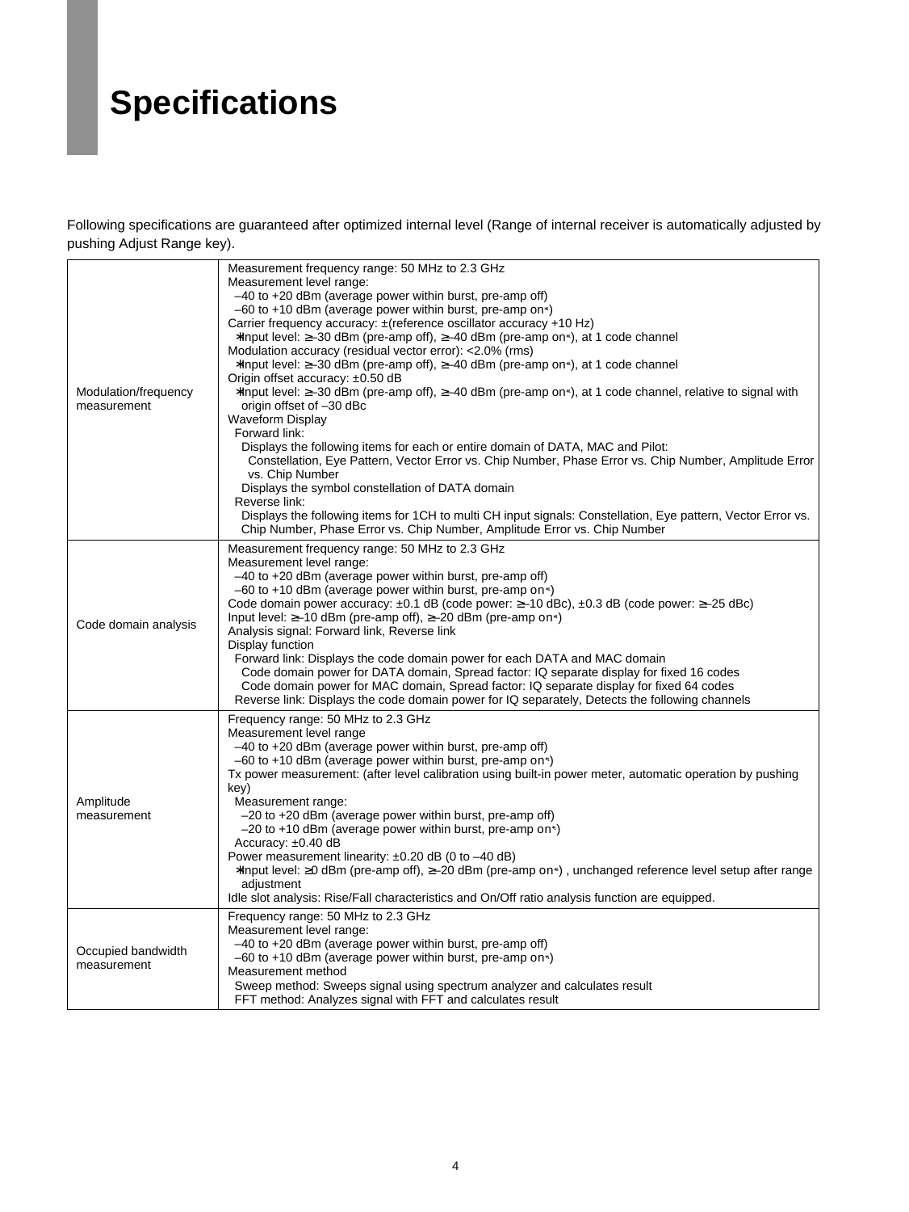# Specifications

Following specifications are guaranteed after optimized internal level (Range of internal receiver is automatically adjusted by pushing Adjust Range key).

| | |
|---|---|
| Modulation/frequency measurement | Measurement frequency range: 50 MHz to 2.3 GHz<br>Measurement level range:<br>–40 to +20 dBm (average power within burst, pre-amp off)<br>–60 to +10 dBm (average power within burst, pre-amp on*)<br>Carrier frequency accuracy: ±(reference oscillator accuracy +10 Hz)<br>*Input level: ≥–30 dBm (pre-amp off), ≥–40 dBm (pre-amp on*), at 1 code channel<br>Modulation accuracy (residual vector error): <2.0% (rms)<br>*Input level: ≥–30 dBm (pre-amp off), ≥–40 dBm (pre-amp on*), at 1 code channel<br>Origin offset accuracy: ±0.50 dB<br>*Input level: ≥–30 dBm (pre-amp off), ≥–40 dBm (pre-amp on*), at 1 code channel, relative to signal with origin offset of –30 dBc<br>Waveform Display<br>Forward link:<br>Displays the following items for each or entire domain of DATA, MAC and Pilot:<br>Constellation, Eye Pattern, Vector Error vs. Chip Number, Phase Error vs. Chip Number, Amplitude Error vs. Chip Number<br>Displays the symbol constellation of DATA domain<br>Reverse link:<br>Displays the following items for 1CH to multi CH input signals: Constellation, Eye pattern, Vector Error vs. Chip Number, Phase Error vs. Chip Number, Amplitude Error vs. Chip Number |
| Code domain analysis | Measurement frequency range: 50 MHz to 2.3 GHz<br>Measurement level range:<br>–40 to +20 dBm (average power within burst, pre-amp off)<br>–60 to +10 dBm (average power within burst, pre-amp on*)<br>Code domain power accuracy: ±0.1 dB (code power: ≥–10 dBc), ±0.3 dB (code power: ≥–25 dBc)<br>Input level: ≥–10 dBm (pre-amp off), ≥–20 dBm (pre-amp on*)<br>Analysis signal: Forward link, Reverse link<br>Display function<br>Forward link: Displays the code domain power for each DATA and MAC domain<br>Code domain power for DATA domain, Spread factor: IQ separate display for fixed 16 codes<br>Code domain power for MAC domain, Spread factor: IQ separate display for fixed 64 codes<br>Reverse link: Displays the code domain power for IQ separately, Detects the following channels |
| Amplitude measurement | Frequency range: 50 MHz to 2.3 GHz<br>Measurement level range<br>–40 to +20 dBm (average power within burst, pre-amp off)<br>–60 to +10 dBm (average power within burst, pre-amp on*)<br>Tx power measurement: (after level calibration using built-in power meter, automatic operation by pushing key)<br>Measurement range:<br>–20 to +20 dBm (average power within burst, pre-amp off)<br>–20 to +10 dBm (average power within burst, pre-amp on*)<br>Accuracy: ±0.40 dB<br>Power measurement linearity: ±0.20 dB (0 to –40 dB)<br>*Input level: ≥0 dBm (pre-amp off), ≥–20 dBm (pre-amp on*) , unchanged reference level setup after range adjustment<br>Idle slot analysis: Rise/Fall characteristics and On/Off ratio analysis function are equipped. |
| Occupied bandwidth measurement | Frequency range: 50 MHz to 2.3 GHz<br>Measurement level range:<br>–40 to +20 dBm (average power within burst, pre-amp off)<br>–60 to +10 dBm (average power within burst, pre-amp on*)<br>Measurement method<br>Sweep method: Sweeps signal using spectrum analyzer and calculates result<br>FFT method: Analyzes signal with FFT and calculates result |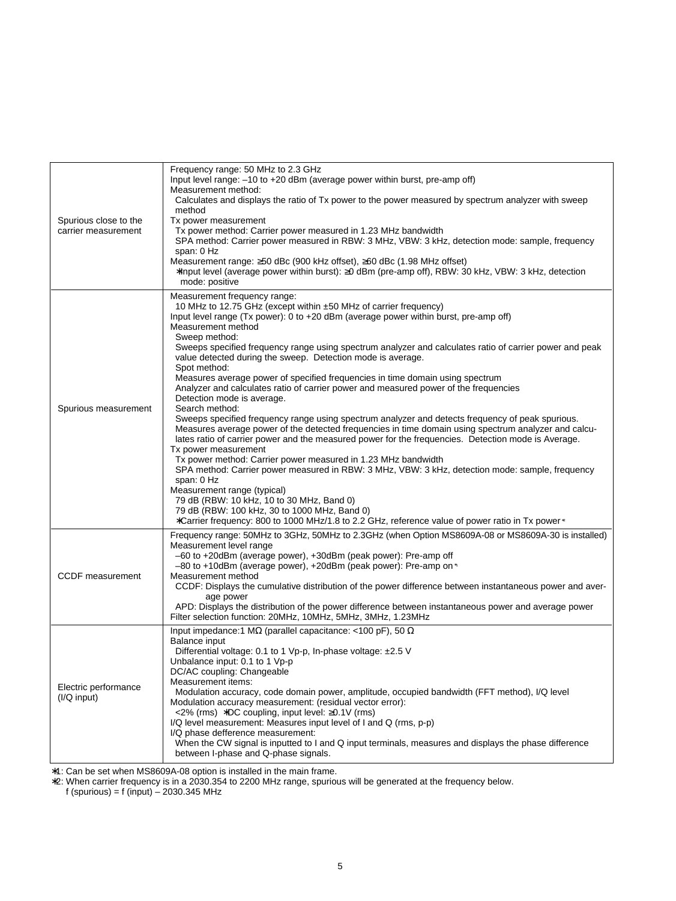| | |
|---|---|
| Spurious close to the carrier measurement | Frequency range: 50 MHz to 2.3 GHz<br>Input level range: –10 to +20 dBm (average power within burst, pre-amp off)<br>Measurement method:<br>Calculates and displays the ratio of Tx power to the power measured by spectrum analyzer with sweep method<br>Tx power measurement<br>Tx power method: Carrier power measured in 1.23 MHz bandwidth<br>SPA method: Carrier power measured in RBW: 3 MHz, VBW: 3 kHz, detection mode: sample, frequency span: 0 Hz<br>Measurement range: ≥50 dBc (900 kHz offset), ≥60 dBc (1.98 MHz offset)<br>∗Input level (average power within burst): ≥0 dBm (pre-amp off), RBW: 30 kHz, VBW: 3 kHz, detection mode: positive |
| Spurious measurement | Measurement frequency range:<br>10 MHz to 12.75 GHz (except within ±50 MHz of carrier frequency)<br>Input level range (Tx power): 0 to +20 dBm (average power within burst, pre-amp off)<br>Measurement method<br>Sweep method:<br>Sweeps specified frequency range using spectrum analyzer and calculates ratio of carrier power and peak value detected during the sweep. Detection mode is average.<br>Spot method:<br>Measures average power of specified frequencies in time domain using spectrum Analyzer and calculates ratio of carrier power and measured power of the frequencies Detection mode is average.<br>Search method:<br>Sweeps specified frequency range using spectrum analyzer and detects frequency of peak spurious. Measures average power of the detected frequencies in time domain using spectrum analyzer and calculates ratio of carrier power and the measured power for the frequencies. Detection mode is Average.<br>Tx power measurement<br>Tx power method: Carrier power measured in 1.23 MHz bandwidth<br>SPA method: Carrier power measured in RBW: 3 MHz, VBW: 3 kHz, detection mode: sample, frequency span: 0 Hz<br>Measurement range (typical)<br>79 dB (RBW: 10 kHz, 10 to 30 MHz, Band 0)<br>79 dB (RBW: 100 kHz, 30 to 1000 MHz, Band 0)<br>∗Carrier frequency: 800 to 1000 MHz/1.8 to 2.2 GHz, reference value of power ratio in Tx power∗2 |
| CCDF measurement | Frequency range: 50MHz to 3GHz, 50MHz to 2.3GHz (when Option MS8609A-08 or MS8609A-30 is installed)<br>Measurement level range<br>–60 to +20dBm (average power), +30dBm (peak power): Pre-amp off<br>–80 to +10dBm (average power), +20dBm (peak power): Pre-amp on∗1<br>Measurement method<br>CCDF: Displays the cumulative distribution of the power difference between instantaneous power and average power<br>APD: Displays the distribution of the power difference between instantaneous power and average power<br>Filter selection function: 20MHz, 10MHz, 5MHz, 3MHz, 1.23MHz |
| Electric performance (I/Q input) | Input impedance:1 MΩ (parallel capacitance: <100 pF), 50 Ω<br>Balance input<br>Differential voltage: 0.1 to 1 Vp-p, In-phase voltage: ±2.5 V<br>Unbalance input: 0.1 to 1 Vp-p<br>DC/AC coupling: Changeable<br>Measurement items:<br>Modulation accuracy, code domain power, amplitude, occupied bandwidth (FFT method), I/Q level<br>Modulation accuracy measurement: (residual vector error):<br><2% (rms) ∗DC coupling, input level: ≥0.1V (rms)<br>I/Q level measurement: Measures input level of I and Q (rms, p-p)<br>I/Q phase defference measurement:<br>When the CW signal is inputted to I and Q input terminals, measures and displays the phase difference between I-phase and Q-phase signals. |

∗1: Can be set when MS8609A-08 option is installed in the main frame.
∗2: When carrier frequency is in a 2030.354 to 2200 MHz range, spurious will be generated at the frequency below.
f (spurious) = f (input) – 2030.345 MHz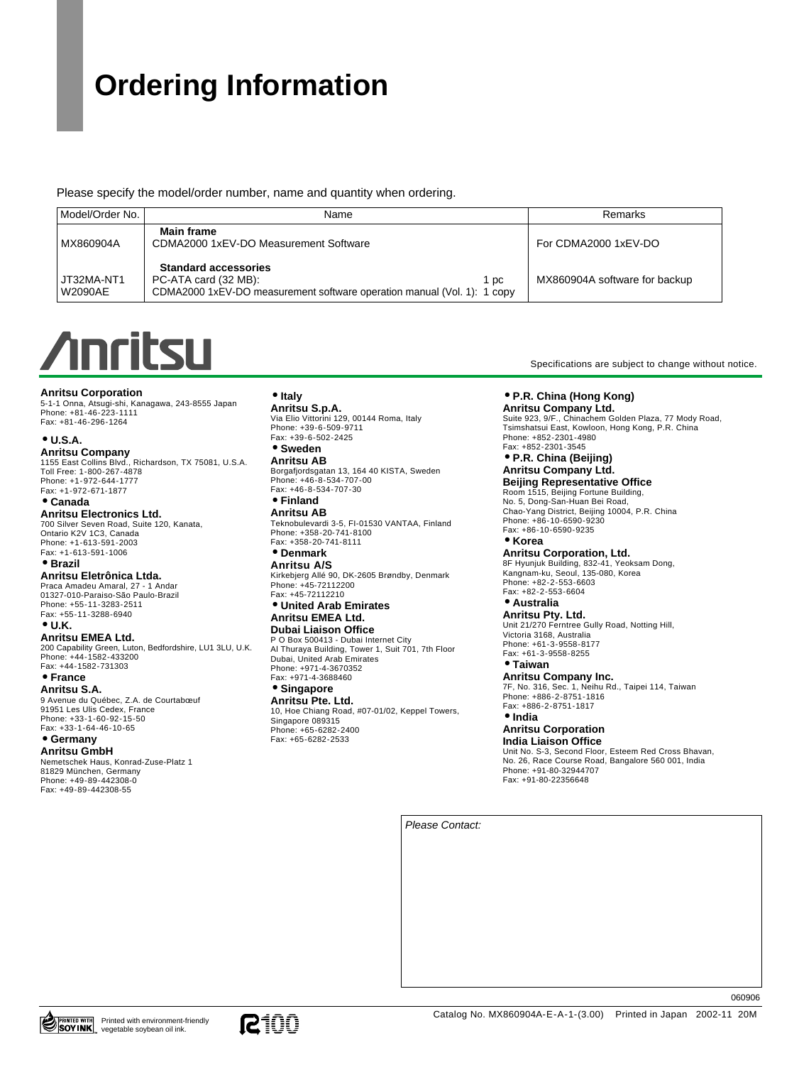# Ordering Information

Please specify the model/order number, name and quantity when ordering.

| Model/Order No. | Name | Remarks |
|---|---|---|
| MX860904A | **Main frame**<br>CDMA2000 1xEV-DO Measurement Software | For CDMA2000 1xEV-DO |
| JT32MA-NT1<br>W2090AE | **Standard accessories**<br>PC-ATA card (32 MB): 1 pc<br>CDMA2000 1xEV-DO measurement software operation manual (Vol. 1): 1 copy | MX860904A software for backup |

Anritsu

Specifications are subject to change without notice.

**Anritsu Corporation**
5-1-1 Onna, Atsugi-shi, Kanagawa, 243-8555 Japan
Phone: +81-46-223-1111
Fax: +81-46-296-1264

**• U.S.A.**
**Anritsu Company**
1155 East Collins Blvd., Richardson, TX 75081, U.S.A.
Toll Free: 1-800-267-4878
Phone: +1-972-644-1777
Fax: +1-972-671-1877

**• Canada**
**Anritsu Electronics Ltd.**
700 Silver Seven Road, Suite 120, Kanata, Ontario K2V 1C3, Canada
Phone: +1-613-591-2003
Fax: +1-613-591-1006

**• Brazil**
**Anritsu Eletrônica Ltda.**
Praca Amadeu Amaral, 27 - 1 Andar
01327-010-Paraiso-São Paulo-Brazil
Phone: +55-11-3283-2511
Fax: +55-11-3288-6940

**• U.K.**
**Anritsu EMEA Ltd.**
200 Capability Green, Luton, Bedfordshire, LU1 3LU, U.K.
Phone: +44-1582-433200
Fax: +44-1582-731303

**• France**
**Anritsu S.A.**
9 Avenue du Québec, Z.A. de Courtabœuf
91951 Les Ulis Cedex, France
Phone: +33-1-60-92-15-50
Fax: +33-1-64-46-10-65

**• Germany**
**Anritsu GmbH**
Nemetschek Haus, Konrad-Zuse-Platz 1
81829 München, Germany
Phone: +49-89-442308-0
Fax: +49-89-442308-55

**• Italy**
**Anritsu S.p.A.**
Via Elio Vittorini 129, 00144 Roma, Italy
Phone: +39-6-509-9711
Fax: +39-6-502-2425

**• Sweden**
**Anritsu AB**
Borgafjordsgatan 13, 164 40 KISTA, Sweden
Phone: +46-8-534-707-00
Fax: +46-8-534-707-30

**• Finland**
**Anritsu AB**
Teknobulevardi 3-5, FI-01530 VANTAA, Finland
Phone: +358-20-741-8100
Fax: +358-20-741-8111

**• Denmark**
**Anritsu A/S**
Kirkebjerg Allé 90, DK-2605 Brøndby, Denmark
Phone: +45-72112200
Fax: +45-72112210

**• United Arab Emirates**
**Anritsu EMEA Ltd.**
**Dubai Liaison Office**
P O Box 500413 - Dubai Internet City
Al Thuraya Building, Tower 1, Suit 701, 7th Floor
Dubai, United Arab Emirates
Phone: +971-4-3670352
Fax: +971-4-3688460

**• Singapore**
**Anritsu Pte. Ltd.**
10, Hoe Chiang Road, #07-01/02, Keppel Towers, Singapore 089315
Phone: +65-6282-2400
Fax: +65-6282-2533

**• P.R. China (Hong Kong)**
**Anritsu Company Ltd.**
Suite 923, 9/F., Chinachem Golden Plaza, 77 Mody Road, Tsimshatsui East, Kowloon, Hong Kong, P.R. China
Phone: +852-2301-4980
Fax: +852-2301-3545

**• P.R. China (Beijing)**
**Anritsu Company Ltd.**
**Beijing Representative Office**
Room 1515, Beijing Fortune Building,
No. 5, Dong-San-Huan Bei Road,
Chao-Yang District, Beijing 10004, P.R. China
Phone: +86-10-6590-9230
Fax: +86-10-6590-9235

**• Korea**
**Anritsu Corporation, Ltd.**
8F Hyunjuk Building, 832-41, Yeoksam Dong, Kangnam-ku, Seoul, 135-080, Korea
Phone: +82-2-553-6603
Fax: +82-2-553-6604

**• Australia**
**Anritsu Pty. Ltd.**
Unit 21/270 Ferntree Gully Road, Notting Hill, Victoria 3168, Australia
Phone: +61-3-9558-8177
Fax: +61-3-9558-8255

**• Taiwan**
**Anritsu Company Inc.**
7F, No. 316, Sec. 1, Neihu Rd., Taipei 114, Taiwan
Phone: +886-2-8751-1816
Fax: +886-2-8751-1817

**• India**
**Anritsu Corporation**
**India Liaison Office**
Unit No. S-3, Second Floor, Esteem Red Cross Bhavan, No. 26, Race Course Road, Bangalore 560 001, India
Phone: +91-80-32944707
Fax: +91-80-22356648

*Please Contact:*

060906

Printed with environment-friendly vegetable soybean oil ink.

Catalog No. MX860904A-E-A-1-(3.00) Printed in Japan 2002-11 20M